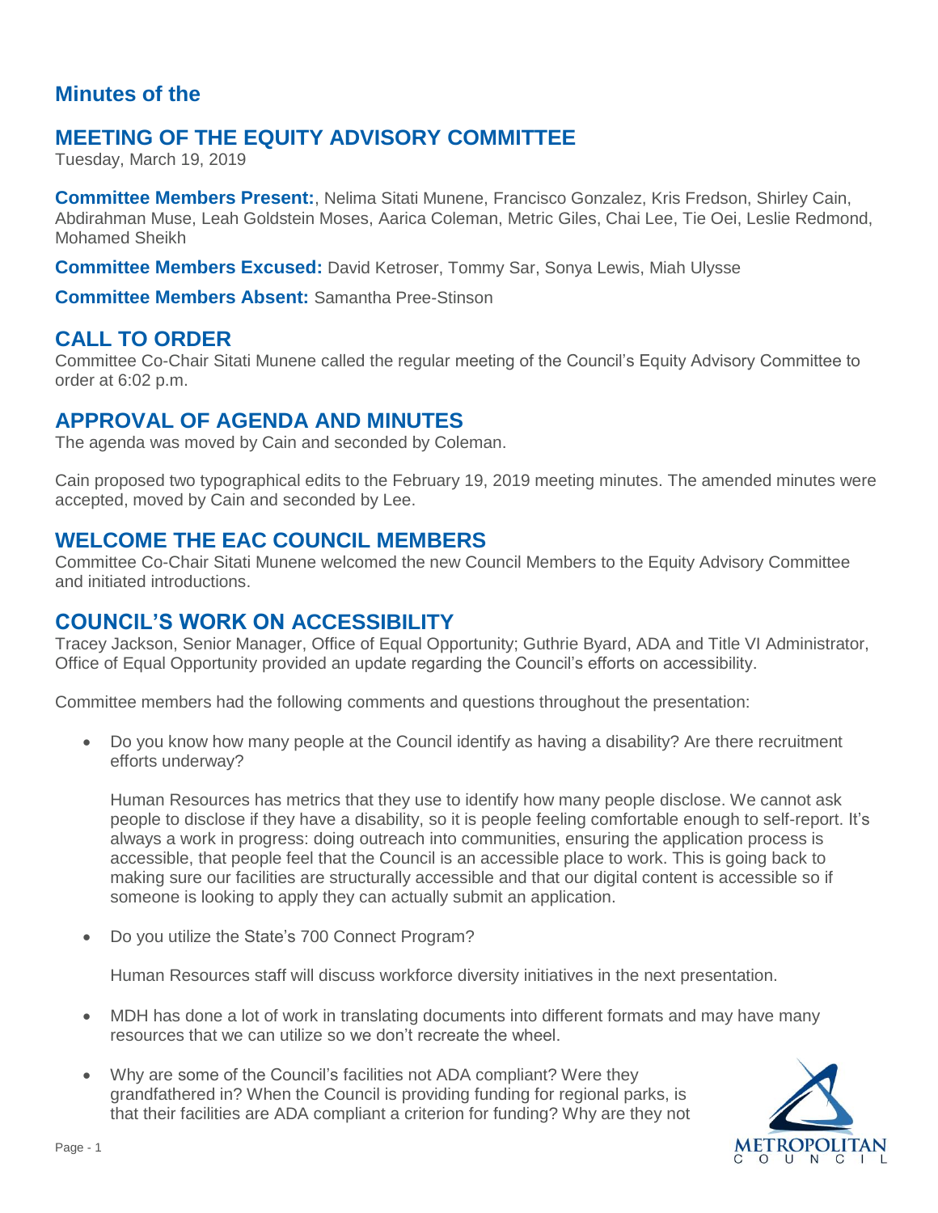## Minutes of the

# MEETING OF THE EQUITY ADVISORY COMMITTEE

Tuesday, March 19, 2019

**Committee Members Present:**, Nelima Sitati Munene, Francisco Gonzalez, Kris Fredson, Shirley Cain, Abdirahman Muse, Leah Goldstein Moses, Aarica Coleman, Metric Giles, Chai Lee, Tie Oei, Leslie Redmond, Mohamed Sheikh

**Committee Members Excused:** David Ketroser, Tommy Sar, Sonya Lewis, Miah Ulysse

**Committee Members Absent:** Samantha Pree-Stinson

## CALL TO ORDER

Committee Co-Chair Sitati Munene called the regular meeting of the Council's Equity Advisory Committee to order at 6:02 p.m.

## APPROVAL OF AGENDA AND MINUTES

The agenda was moved by Cain and seconded by Coleman.

Cain proposed two typographical edits to the February 19, 2019 meeting minutes. The amended minutes were accepted, moved by Cain and seconded by Lee.

## WELCOME THE EAC COUNCIL MEMBERS

Committee Co-Chair Sitati Munene welcomed the new Council Members to the Equity Advisory Committee and initiated introductions.

## COUNCIL'S WORK ON ACCESSIBILITY

Tracey Jackson, Senior Manager, Office of Equal Opportunity; Guthrie Byard, ADA and Title VI Administrator, Office of Equal Opportunity provided an update regarding the Council's efforts on accessibility.

Committee members had the following comments and questions throughout the presentation:

- Do you know how many people at the Council identify as having a disability? Are there recruitment efforts underway?

  Human Resources has metrics that they use to identify how many people disclose. We cannot ask people to disclose if they have a disability, so it is people feeling comfortable enough to self-report. It's always a work in progress: doing outreach into communities, ensuring the application process is accessible, that people feel that the Council is an accessible place to work. This is going back to making sure our facilities are structurally accessible and that our digital content is accessible so if someone is looking to apply they can actually submit an application.

- Do you utilize the State's 700 Connect Program?

  Human Resources staff will discuss workforce diversity initiatives in the next presentation.

- MDH has done a lot of work in translating documents into different formats and may have many resources that we can utilize so we don't recreate the wheel.

- Why are some of the Council's facilities not ADA compliant? Were they grandfathered in? When the Council is providing funding for regional parks, is that their facilities are ADA compliant a criterion for funding? Why are they not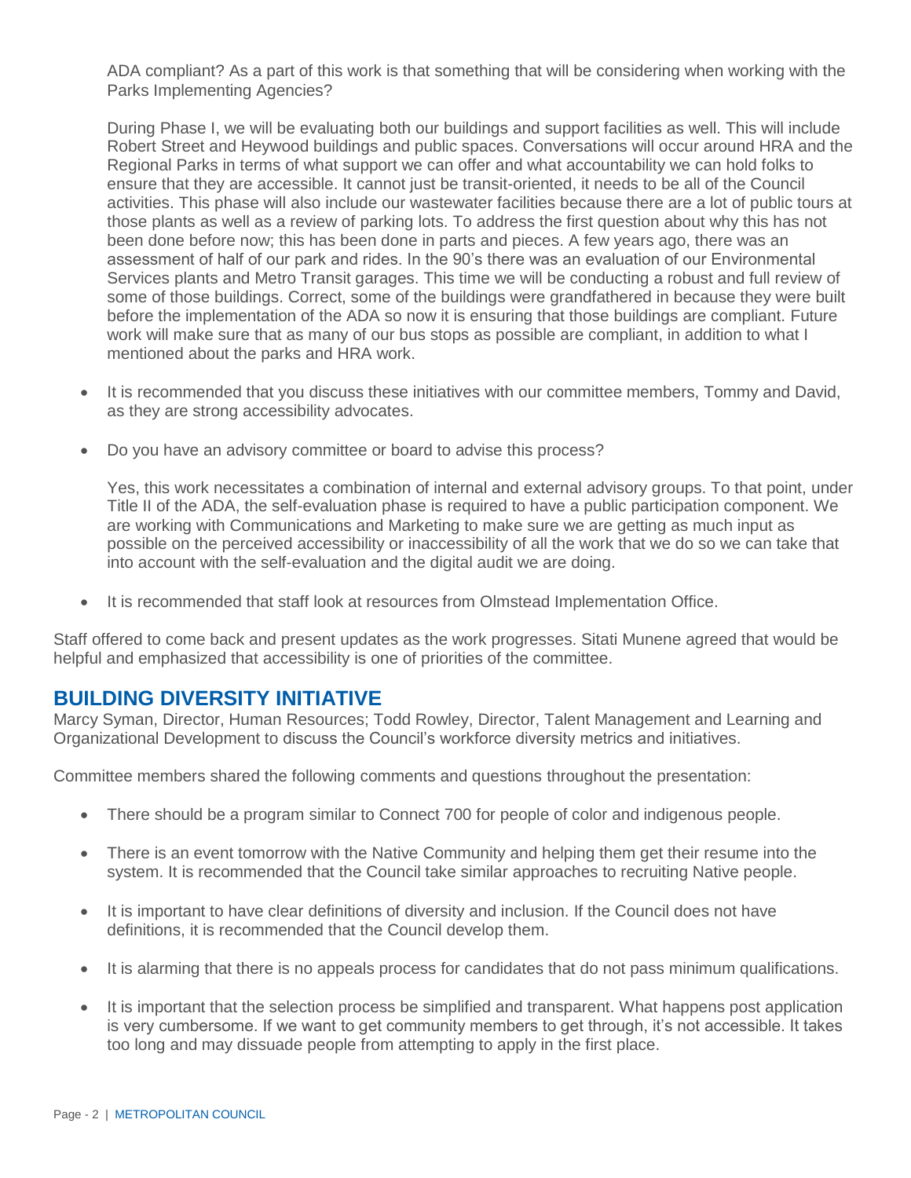ADA compliant? As a part of this work is that something that will be considering when working with the Parks Implementing Agencies?

During Phase I, we will be evaluating both our buildings and support facilities as well. This will include Robert Street and Heywood buildings and public spaces. Conversations will occur around HRA and the Regional Parks in terms of what support we can offer and what accountability we can hold folks to ensure that they are accessible. It cannot just be transit-oriented, it needs to be all of the Council activities. This phase will also include our wastewater facilities because there are a lot of public tours at those plants as well as a review of parking lots. To address the first question about why this has not been done before now; this has been done in parts and pieces. A few years ago, there was an assessment of half of our park and rides. In the 90's there was an evaluation of our Environmental Services plants and Metro Transit garages. This time we will be conducting a robust and full review of some of those buildings. Correct, some of the buildings were grandfathered in because they were built before the implementation of the ADA so now it is ensuring that those buildings are compliant. Future work will make sure that as many of our bus stops as possible are compliant, in addition to what I mentioned about the parks and HRA work.

- It is recommended that you discuss these initiatives with our committee members, Tommy and David, as they are strong accessibility advocates.

- Do you have an advisory committee or board to advise this process?

  Yes, this work necessitates a combination of internal and external advisory groups. To that point, under Title II of the ADA, the self-evaluation phase is required to have a public participation component. We are working with Communications and Marketing to make sure we are getting as much input as possible on the perceived accessibility or inaccessibility of all the work that we do so we can take that into account with the self-evaluation and the digital audit we are doing.

- It is recommended that staff look at resources from Olmstead Implementation Office.

Staff offered to come back and present updates as the work progresses. Sitati Munene agreed that would be helpful and emphasized that accessibility is one of priorities of the committee.

## BUILDING DIVERSITY INITIATIVE

Marcy Syman, Director, Human Resources; Todd Rowley, Director, Talent Management and Learning and Organizational Development to discuss the Council's workforce diversity metrics and initiatives.

Committee members shared the following comments and questions throughout the presentation:

- There should be a program similar to Connect 700 for people of color and indigenous people.

- There is an event tomorrow with the Native Community and helping them get their resume into the system. It is recommended that the Council take similar approaches to recruiting Native people.

- It is important to have clear definitions of diversity and inclusion. If the Council does not have definitions, it is recommended that the Council develop them.

- It is alarming that there is no appeals process for candidates that do not pass minimum qualifications.

- It is important that the selection process be simplified and transparent. What happens post application is very cumbersome. If we want to get community members to get through, it's not accessible. It takes too long and may dissuade people from attempting to apply in the first place.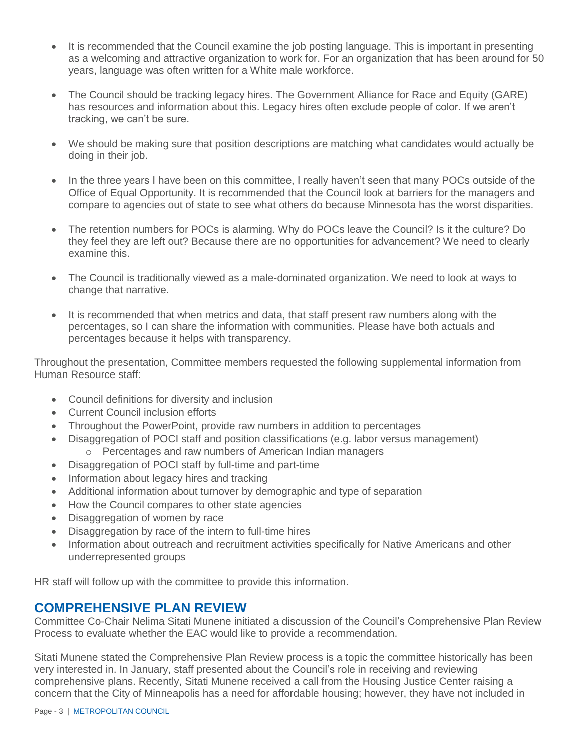- It is recommended that the Council examine the job posting language. This is important in presenting as a welcoming and attractive organization to work for. For an organization that has been around for 50 years, language was often written for a White male workforce.

- The Council should be tracking legacy hires. The Government Alliance for Race and Equity (GARE) has resources and information about this. Legacy hires often exclude people of color. If we aren't tracking, we can't be sure.

- We should be making sure that position descriptions are matching what candidates would actually be doing in their job.

- In the three years I have been on this committee, I really haven't seen that many POCs outside of the Office of Equal Opportunity. It is recommended that the Council look at barriers for the managers and compare to agencies out of state to see what others do because Minnesota has the worst disparities.

- The retention numbers for POCs is alarming. Why do POCs leave the Council? Is it the culture? Do they feel they are left out? Because there are no opportunities for advancement? We need to clearly examine this.

- The Council is traditionally viewed as a male-dominated organization. We need to look at ways to change that narrative.

- It is recommended that when metrics and data, that staff present raw numbers along with the percentages, so I can share the information with communities. Please have both actuals and percentages because it helps with transparency.

Throughout the presentation, Committee members requested the following supplemental information from Human Resource staff:

- Council definitions for diversity and inclusion
- Current Council inclusion efforts
- Throughout the PowerPoint, provide raw numbers in addition to percentages
- Disaggregation of POCI staff and position classifications (e.g. labor versus management)
  - Percentages and raw numbers of American Indian managers
- Disaggregation of POCI staff by full-time and part-time
- Information about legacy hires and tracking
- Additional information about turnover by demographic and type of separation
- How the Council compares to other state agencies
- Disaggregation of women by race
- Disaggregation by race of the intern to full-time hires
- Information about outreach and recruitment activities specifically for Native Americans and other underrepresented groups

HR staff will follow up with the committee to provide this information.

## COMPREHENSIVE PLAN REVIEW

Committee Co-Chair Nelima Sitati Munene initiated a discussion of the Council's Comprehensive Plan Review Process to evaluate whether the EAC would like to provide a recommendation.

Sitati Munene stated the Comprehensive Plan Review process is a topic the committee historically has been very interested in. In January, staff presented about the Council's role in receiving and reviewing comprehensive plans. Recently, Sitati Munene received a call from the Housing Justice Center raising a concern that the City of Minneapolis has a need for affordable housing; however, they have not included in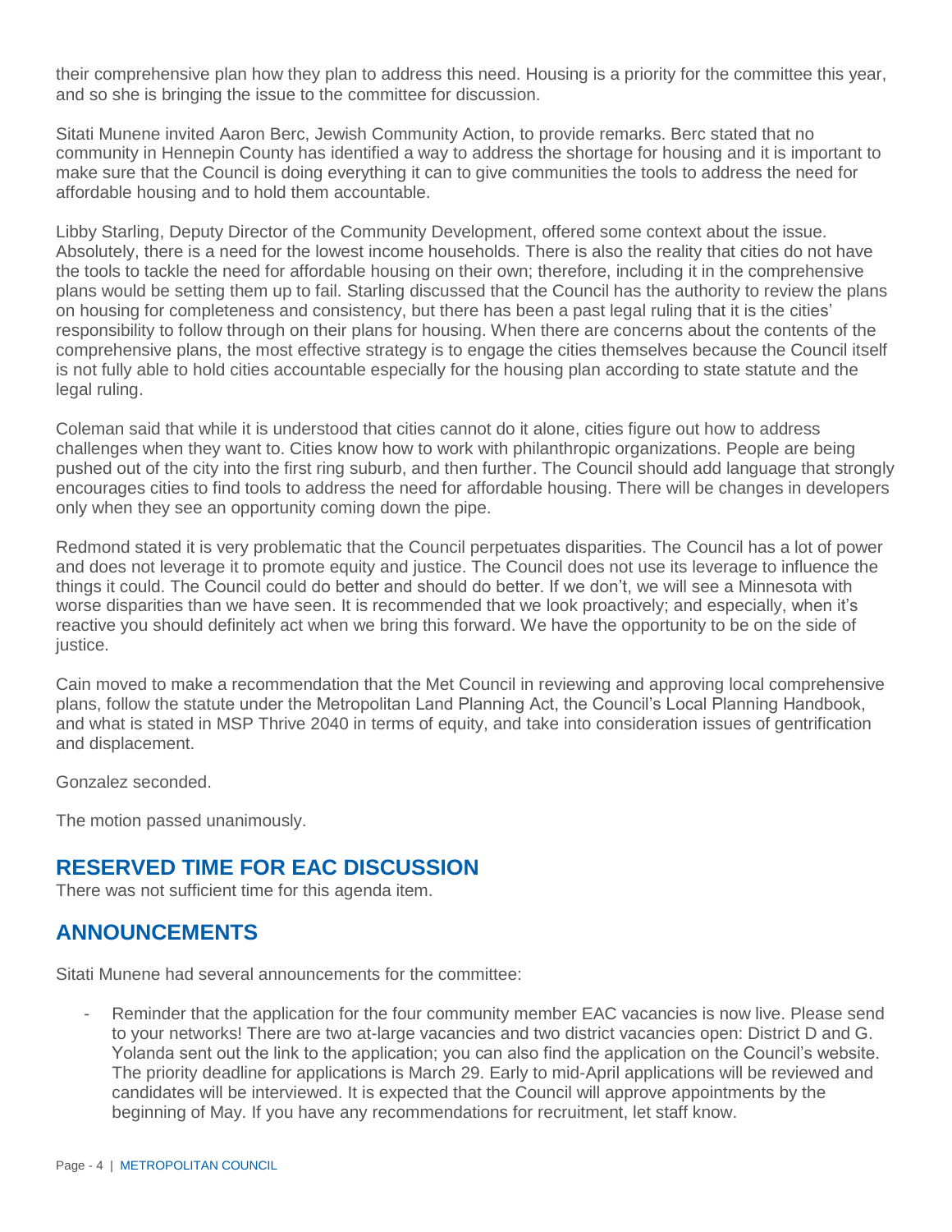their comprehensive plan how they plan to address this need. Housing is a priority for the committee this year, and so she is bringing the issue to the committee for discussion.

Sitati Munene invited Aaron Berc, Jewish Community Action, to provide remarks. Berc stated that no community in Hennepin County has identified a way to address the shortage for housing and it is important to make sure that the Council is doing everything it can to give communities the tools to address the need for affordable housing and to hold them accountable.

Libby Starling, Deputy Director of the Community Development, offered some context about the issue. Absolutely, there is a need for the lowest income households. There is also the reality that cities do not have the tools to tackle the need for affordable housing on their own; therefore, including it in the comprehensive plans would be setting them up to fail. Starling discussed that the Council has the authority to review the plans on housing for completeness and consistency, but there has been a past legal ruling that it is the cities' responsibility to follow through on their plans for housing. When there are concerns about the contents of the comprehensive plans, the most effective strategy is to engage the cities themselves because the Council itself is not fully able to hold cities accountable especially for the housing plan according to state statute and the legal ruling.

Coleman said that while it is understood that cities cannot do it alone, cities figure out how to address challenges when they want to. Cities know how to work with philanthropic organizations. People are being pushed out of the city into the first ring suburb, and then further. The Council should add language that strongly encourages cities to find tools to address the need for affordable housing. There will be changes in developers only when they see an opportunity coming down the pipe.

Redmond stated it is very problematic that the Council perpetuates disparities. The Council has a lot of power and does not leverage it to promote equity and justice. The Council does not use its leverage to influence the things it could. The Council could do better and should do better. If we don't, we will see a Minnesota with worse disparities than we have seen. It is recommended that we look proactively; and especially, when it's reactive you should definitely act when we bring this forward. We have the opportunity to be on the side of justice.

Cain moved to make a recommendation that the Met Council in reviewing and approving local comprehensive plans, follow the statute under the Metropolitan Land Planning Act, the Council's Local Planning Handbook, and what is stated in MSP Thrive 2040 in terms of equity, and take into consideration issues of gentrification and displacement.

Gonzalez seconded.

The motion passed unanimously.

## RESERVED TIME FOR EAC DISCUSSION

There was not sufficient time for this agenda item.

## ANNOUNCEMENTS

Sitati Munene had several announcements for the committee:

- Reminder that the application for the four community member EAC vacancies is now live. Please send to your networks! There are two at-large vacancies and two district vacancies open: District D and G. Yolanda sent out the link to the application; you can also find the application on the Council's website. The priority deadline for applications is March 29. Early to mid-April applications will be reviewed and candidates will be interviewed. It is expected that the Council will approve appointments by the beginning of May. If you have any recommendations for recruitment, let staff know.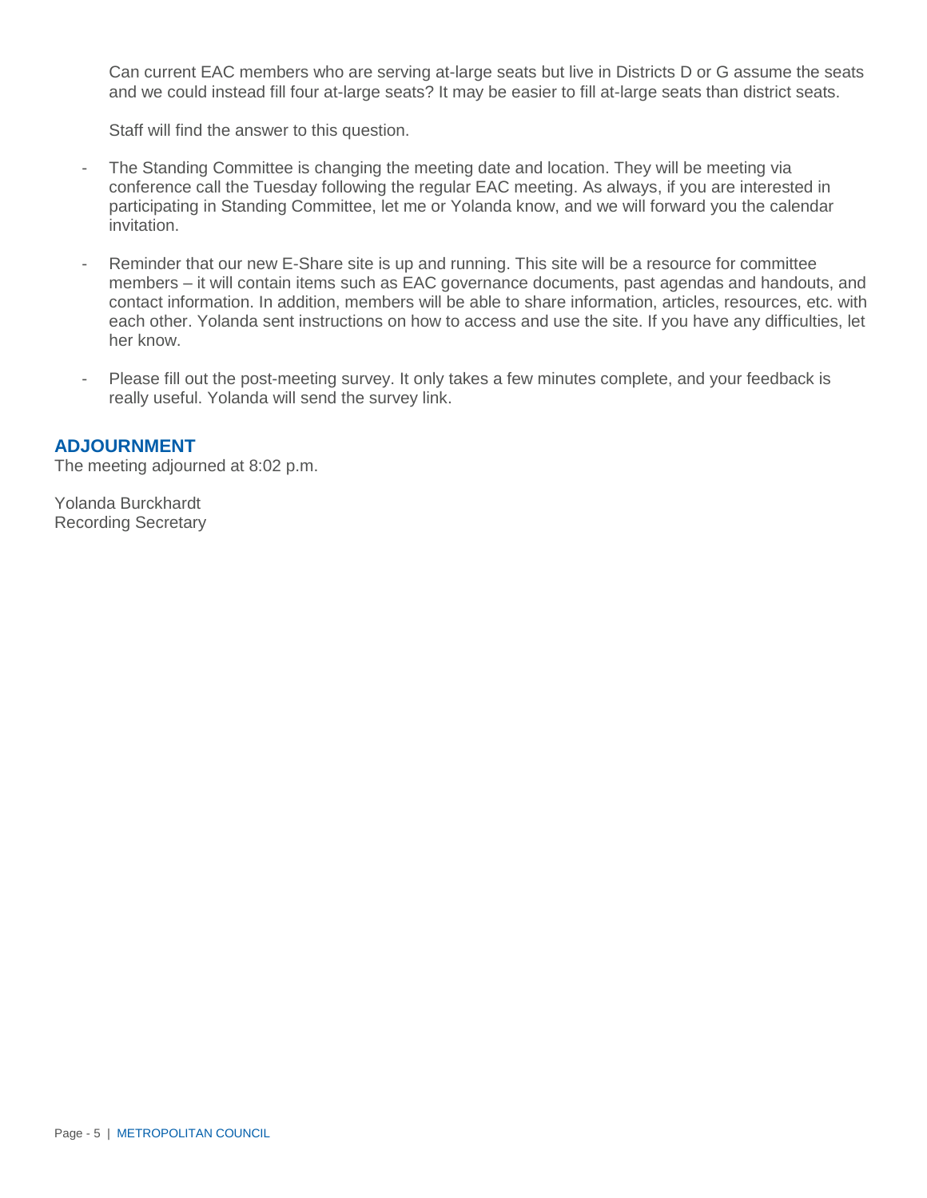Can current EAC members who are serving at-large seats but live in Districts D or G assume the seats and we could instead fill four at-large seats? It may be easier to fill at-large seats than district seats.

Staff will find the answer to this question.

- The Standing Committee is changing the meeting date and location. They will be meeting via conference call the Tuesday following the regular EAC meeting. As always, if you are interested in participating in Standing Committee, let me or Yolanda know, and we will forward you the calendar invitation.
- Reminder that our new E-Share site is up and running. This site will be a resource for committee members – it will contain items such as EAC governance documents, past agendas and handouts, and contact information. In addition, members will be able to share information, articles, resources, etc. with each other. Yolanda sent instructions on how to access and use the site. If you have any difficulties, let her know.
- Please fill out the post-meeting survey. It only takes a few minutes complete, and your feedback is really useful. Yolanda will send the survey link.

## ADJOURNMENT

The meeting adjourned at 8:02 p.m.

Yolanda Burckhardt
Recording Secretary